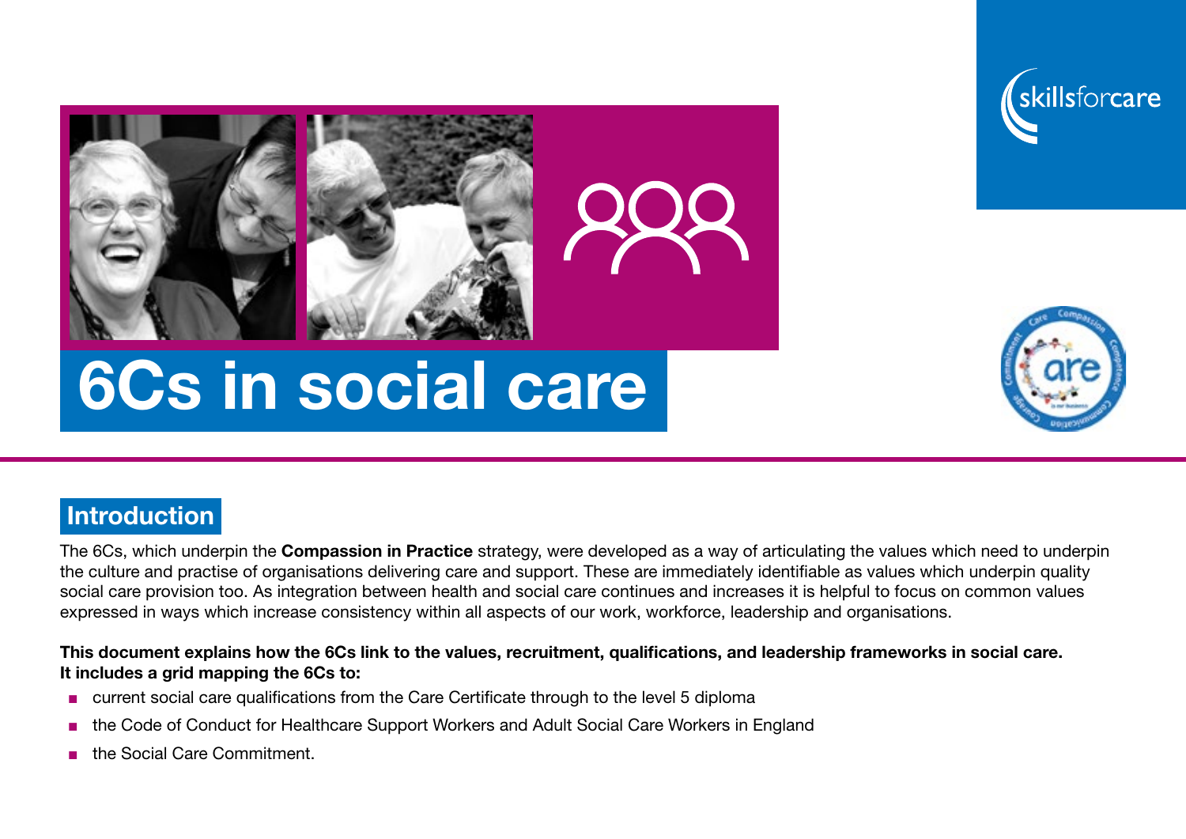# 6Cs in social care

## Introduction

The 6Cs, which underpin the **Compassion in Practice** strategy, were developed as a way of articulating the values which need to underpin the culture and practise of organisations delivering care and support. These are immediately identifiable as values which underpin quality social care provision too. As integration between health and social care continues and increases it is helpful to focus on common values expressed in ways which increase consistency within all aspects of our work, workforce, leadership and organisations.

**This document explains how the 6Cs link to the values, recruitment, qualifications, and leadership frameworks in social care. It includes a grid mapping the 6Cs to:**

- current social care qualifications from the Care Certificate through to the level 5 diploma
- the Code of Conduct for Healthcare Support Workers and Adult Social Care Workers in England
- the Social Care Commitment.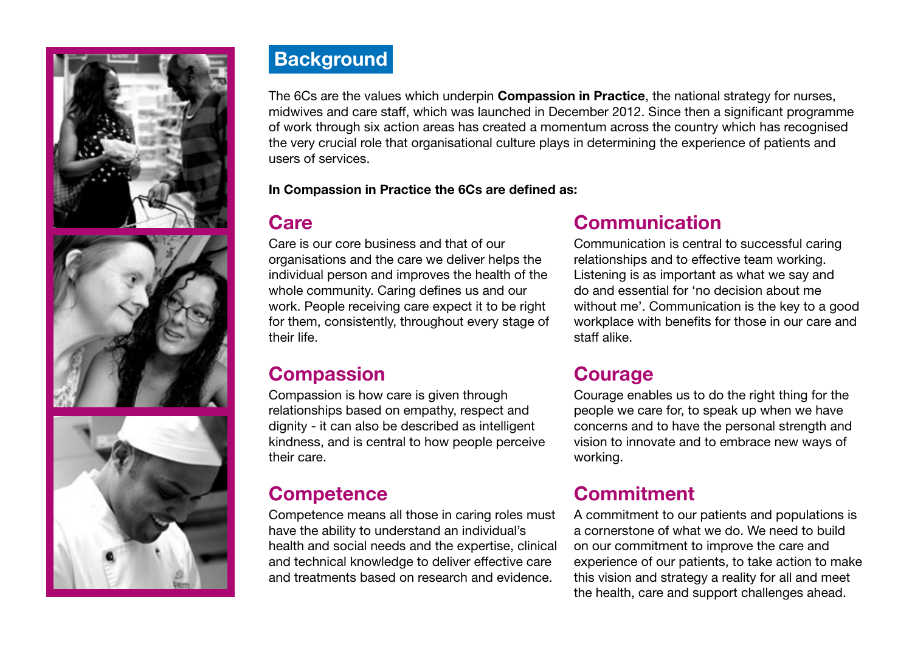## Background

The 6Cs are the values which underpin **Compassion in Practice**, the national strategy for nurses, midwives and care staff, which was launched in December 2012. Since then a significant programme of work through six action areas has created a momentum across the country which has recognised the very crucial role that organisational culture plays in determining the experience of patients and users of services.

**In Compassion in Practice the 6Cs are defined as:**

### Care

Care is our core business and that of our organisations and the care we deliver helps the individual person and improves the health of the whole community. Caring defines us and our work. People receiving care expect it to be right for them, consistently, throughout every stage of their life.

### Compassion

Compassion is how care is given through relationships based on empathy, respect and dignity - it can also be described as intelligent kindness, and is central to how people perceive their care.

### Competence

Competence means all those in caring roles must have the ability to understand an individual's health and social needs and the expertise, clinical and technical knowledge to deliver effective care and treatments based on research and evidence.

### Communication

Communication is central to successful caring relationships and to effective team working. Listening is as important as what we say and do and essential for 'no decision about me without me'. Communication is the key to a good workplace with benefits for those in our care and staff alike.

### Courage

Courage enables us to do the right thing for the people we care for, to speak up when we have concerns and to have the personal strength and vision to innovate and to embrace new ways of working.

### Commitment

A commitment to our patients and populations is a cornerstone of what we do. We need to build on our commitment to improve the care and experience of our patients, to take action to make this vision and strategy a reality for all and meet the health, care and support challenges ahead.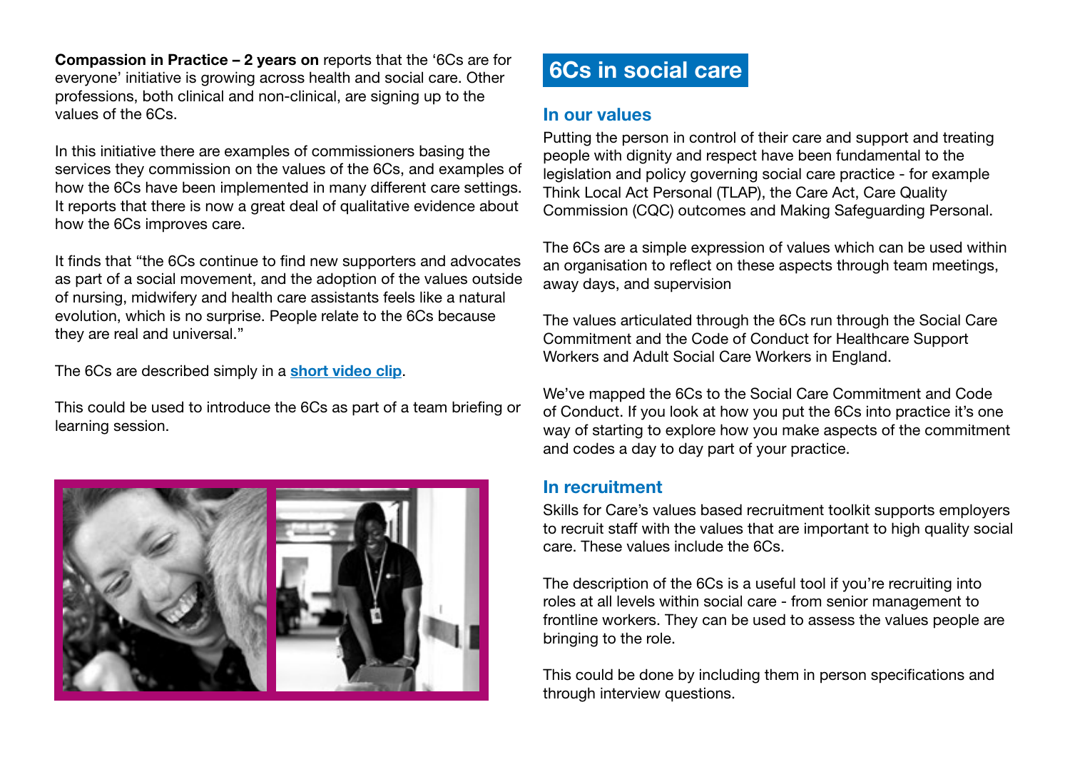**Compassion in Practice – 2 years on** reports that the '6Cs are for everyone' initiative is growing across health and social care. Other professions, both clinical and non-clinical, are signing up to the values of the 6Cs.

In this initiative there are examples of commissioners basing the services they commission on the values of the 6Cs, and examples of how the 6Cs have been implemented in many different care settings. It reports that there is now a great deal of qualitative evidence about how the 6Cs improves care.

It finds that "the 6Cs continue to find new supporters and advocates as part of a social movement, and the adoption of the values outside of nursing, midwifery and health care assistants feels like a natural evolution, which is no surprise. People relate to the 6Cs because they are real and universal."

The 6Cs are described simply in a **short video clip**.

This could be used to introduce the 6Cs as part of a team briefing or learning session.

## 6Cs in social care

### In our values

Putting the person in control of their care and support and treating people with dignity and respect have been fundamental to the legislation and policy governing social care practice - for example Think Local Act Personal (TLAP), the Care Act, Care Quality Commission (CQC) outcomes and Making Safeguarding Personal.

The 6Cs are a simple expression of values which can be used within an organisation to reflect on these aspects through team meetings, away days, and supervision

The values articulated through the 6Cs run through the Social Care Commitment and the Code of Conduct for Healthcare Support Workers and Adult Social Care Workers in England.

We've mapped the 6Cs to the Social Care Commitment and Code of Conduct. If you look at how you put the 6Cs into practice it's one way of starting to explore how you make aspects of the commitment and codes a day to day part of your practice.

### In recruitment

Skills for Care's values based recruitment toolkit supports employers to recruit staff with the values that are important to high quality social care. These values include the 6Cs.

The description of the 6Cs is a useful tool if you're recruiting into roles at all levels within social care - from senior management to frontline workers. They can be used to assess the values people are bringing to the role.

This could be done by including them in person specifications and through interview questions.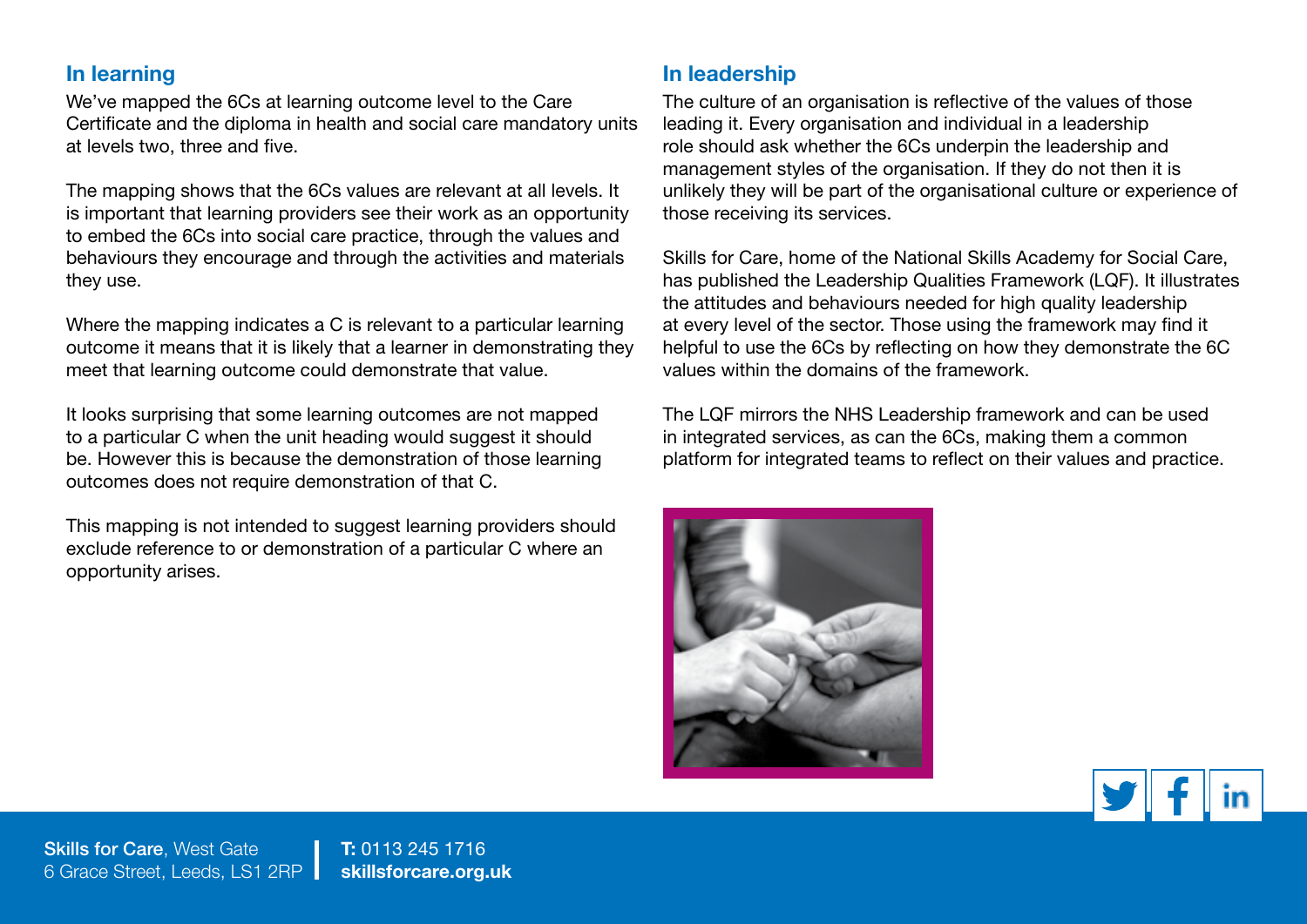## In learning

We've mapped the 6Cs at learning outcome level to the Care Certificate and the diploma in health and social care mandatory units at levels two, three and five.

The mapping shows that the 6Cs values are relevant at all levels. It is important that learning providers see their work as an opportunity to embed the 6Cs into social care practice, through the values and behaviours they encourage and through the activities and materials they use.

Where the mapping indicates a C is relevant to a particular learning outcome it means that it is likely that a learner in demonstrating they meet that learning outcome could demonstrate that value.

It looks surprising that some learning outcomes are not mapped to a particular C when the unit heading would suggest it should be. However this is because the demonstration of those learning outcomes does not require demonstration of that C.

This mapping is not intended to suggest learning providers should exclude reference to or demonstration of a particular C where an opportunity arises.

## In leadership

The culture of an organisation is reflective of the values of those leading it. Every organisation and individual in a leadership role should ask whether the 6Cs underpin the leadership and management styles of the organisation. If they do not then it is unlikely they will be part of the organisational culture or experience of those receiving its services.

Skills for Care, home of the National Skills Academy for Social Care, has published the Leadership Qualities Framework (LQF). It illustrates the attitudes and behaviours needed for high quality leadership at every level of the sector. Those using the framework may find it helpful to use the 6Cs by reflecting on how they demonstrate the 6C values within the domains of the framework.

The LQF mirrors the NHS Leadership framework and can be used in integrated services, as can the 6Cs, making them a common platform for integrated teams to reflect on their values and practice.

**Skills for Care**, West Gate
6 Grace Street, Leeds, LS1 2RP

**T:** 0113 245 1716
**skillsforcare.org.uk**